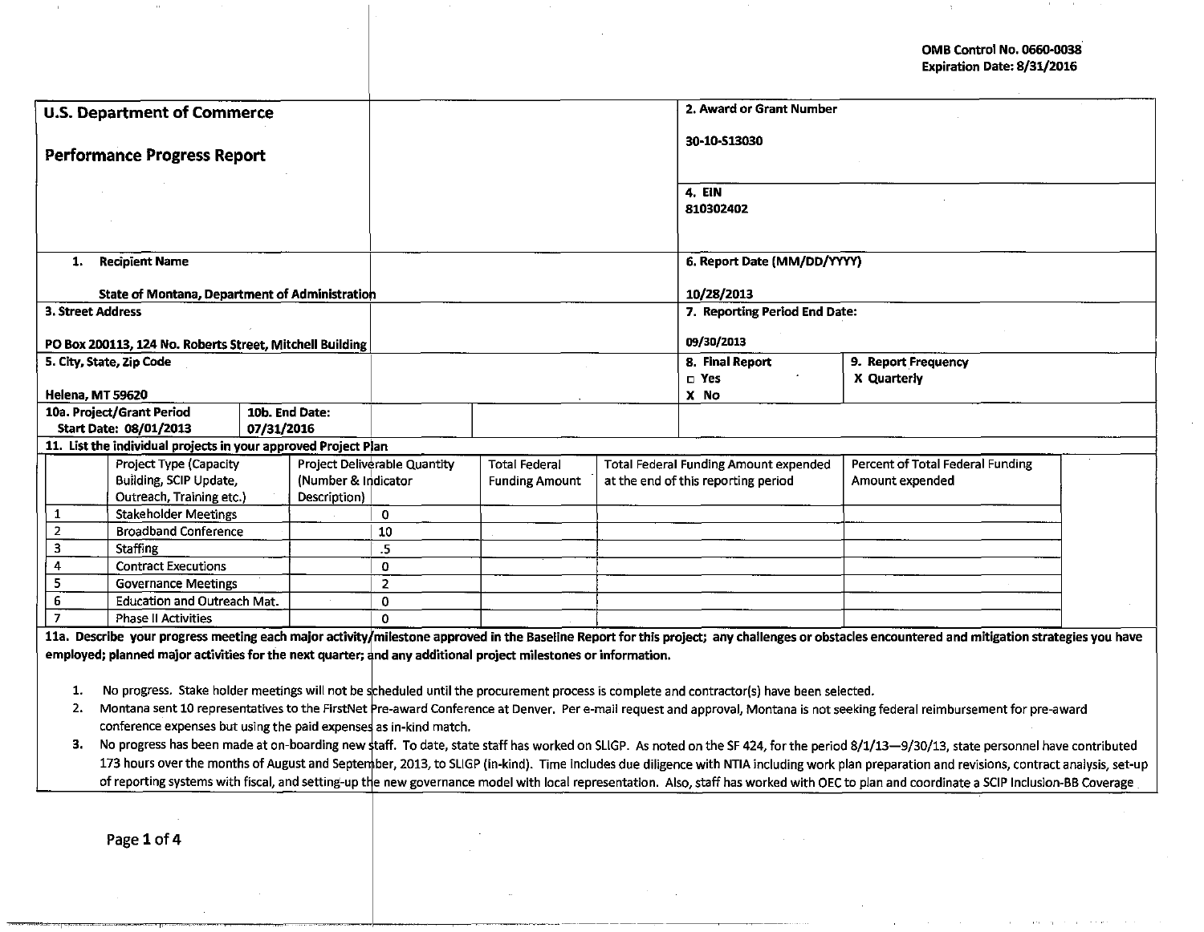OMB Control No. 0660-0038
Expiration Date: 8/31/2016

## U.S. Department of Commerce

## Performance Progress Report

**2. Award or Grant Number**

30-10-S13030

**4. EIN**

810302402

**1. Recipient Name**

State of Montana, Department of Administration

**6. Report Date (MM/DD/YYYY)**

10/28/2013

**3. Street Address**

PO Box 200113, 124 No. Roberts Street, Mitchell Building

**7. Reporting Period End Date:**

09/30/2013

**5. City, State, Zip Code**

Helena, MT 59620

**8. Final Report**

□ Yes
X No

**9. Report Frequency**

X Quarterly

**10a. Project/Grant Period**
Start Date: 08/01/2013

**10b. End Date:**
07/31/2016

**11. List the individual projects in your approved Project Plan**

| | Project Type (Capacity Building, SCIP Update, Outreach, Training etc.) | Project Deliverable Quantity (Number & Indicator Description) | Total Federal Funding Amount | Total Federal Funding Amount expended at the end of this reporting period | Percent of Total Federal Funding Amount expended |
|---|---|---|---|---|---|
| 1 | Stakeholder Meetings | 0 | | | |
| 2 | Broadband Conference | 10 | | | |
| 3 | Staffing | .5 | | | |
| 4 | Contract Executions | 0 | | | |
| 5 | Governance Meetings | 2 | | | |
| 6 | Education and Outreach Mat. | 0 | | | |
| 7 | Phase II Activities | 0 | | | |

**11a. Describe your progress meeting each major activity/milestone approved in the Baseline Report for this project; any challenges or obstacles encountered and mitigation strategies you have employed; planned major activities for the next quarter; and any additional project milestones or information.**

1. No progress. Stake holder meetings will not be scheduled until the procurement process is complete and contractor(s) have been selected.
2. Montana sent 10 representatives to the FirstNet Pre-award Conference at Denver. Per e-mail request and approval, Montana is not seeking federal reimbursement for pre-award conference expenses but using the paid expenses as in-kind match.
3. No progress has been made at on-boarding new staff. To date, state staff has worked on SLIGP. As noted on the SF 424, for the period 8/1/13—9/30/13, state personnel have contributed 173 hours over the months of August and September, 2013, to SLIGP (in-kind). Time includes due diligence with NTIA including work plan preparation and revisions, contract analysis, set-up of reporting systems with fiscal, and setting-up the new governance model with local representation. Also, staff has worked with OEC to plan and coordinate a SCIP Inclusion-BB Coverage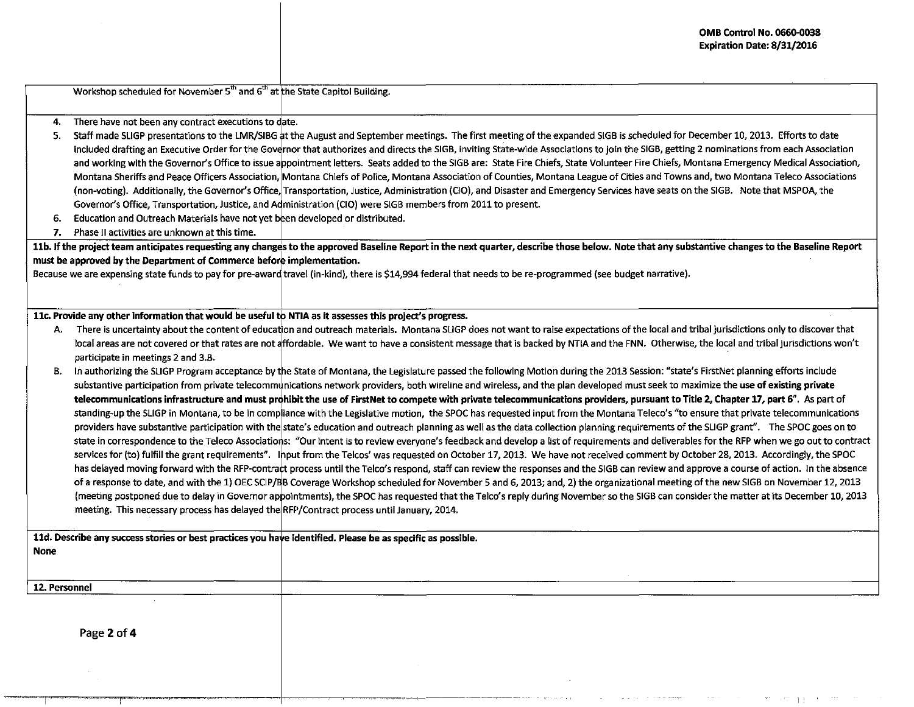Workshop scheduled for November 5th and 6th at the State Capitol Building.

4. There have not been any contract executions to date.
5. Staff made SLIGP presentations to the LMR/SIBG at the August and September meetings. The first meeting of the expanded SIGB is scheduled for December 10, 2013. Efforts to date included drafting an Executive Order for the Governor that authorizes and directs the SIGB, inviting State-wide Associations to join the SIGB, getting 2 nominations from each Association and working with the Governor's Office to issue appointment letters. Seats added to the SIGB are: State Fire Chiefs, State Volunteer Fire Chiefs, Montana Emergency Medical Association, Montana Sheriffs and Peace Officers Association, Montana Chiefs of Police, Montana Association of Counties, Montana League of Cities and Towns and, two Montana Teleco Associations (non-voting). Additionally, the Governor's Office, Transportation, Justice, Administration (CIO), and Disaster and Emergency Services have seats on the SIGB. Note that MSPOA, the Governor's Office, Transportation, Justice, and Administration (CIO) were SIGB members from 2011 to present.
6. Education and Outreach Materials have not yet been developed or distributed.
7. Phase II activities are unknown at this time.

**11b. If the project team anticipates requesting any changes to the approved Baseline Report in the next quarter, describe those below. Note that any substantive changes to the Baseline Report must be approved by the Department of Commerce before implementation.**

Because we are expensing state funds to pay for pre-award travel (in-kind), there is $14,994 federal that needs to be re-programmed (see budget narrative).

**11c. Provide any other information that would be useful to NTIA as it assesses this project's progress.**

A. There is uncertainty about the content of education and outreach materials. Montana SLIGP does not want to raise expectations of the local and tribal jurisdictions only to discover that local areas are not covered or that rates are not affordable. We want to have a consistent message that is backed by NTIA and the FNN. Otherwise, the local and tribal jurisdictions won't participate in meetings 2 and 3.B.

B. In authorizing the SLIGP Program acceptance by the State of Montana, the Legislature passed the following Motion during the 2013 Session: "state's FirstNet planning efforts include substantive participation from private telecommunications network providers, both wireline and wireless, and the plan developed must seek to maximize the **use of existing private telecommunications infrastructure and must prohibit the use of FirstNet to compete with private telecommunications providers, pursuant to Title 2, Chapter 17, part 6**". As part of standing-up the SLIGP in Montana, to be in compliance with the Legislative motion, the SPOC has requested input from the Montana Teleco's "to ensure that private telecommunications providers have substantive participation with the state's education and outreach planning as well as the data collection planning requirements of the SLIGP grant". The SPOC goes on to state in correspondence to the Teleco Associations: "Our intent is to review everyone's feedback and develop a list of requirements and deliverables for the RFP when we go out to contract services for (to) fulfill the grant requirements". Input from the Telcos' was requested on October 17, 2013. We have not received comment by October 28, 2013. Accordingly, the SPOC has delayed moving forward with the RFP-contract process until the Telco's respond, staff can review the responses and the SIGB can review and approve a course of action. In the absence of a response to date, and with the 1) OEC SCIP/BB Coverage Workshop scheduled for November 5 and 6, 2013; and, 2) the organizational meeting of the new SIGB on November 12, 2013 (meeting postponed due to delay in Governor appointments), the SPOC has requested that the Telco's reply during November so the SIGB can consider the matter at its December 10, 2013 meeting. This necessary process has delayed the RFP/Contract process until January, 2014.

**11d. Describe any success stories or best practices you have identified. Please be as specific as possible.**

**None**

**12. Personnel**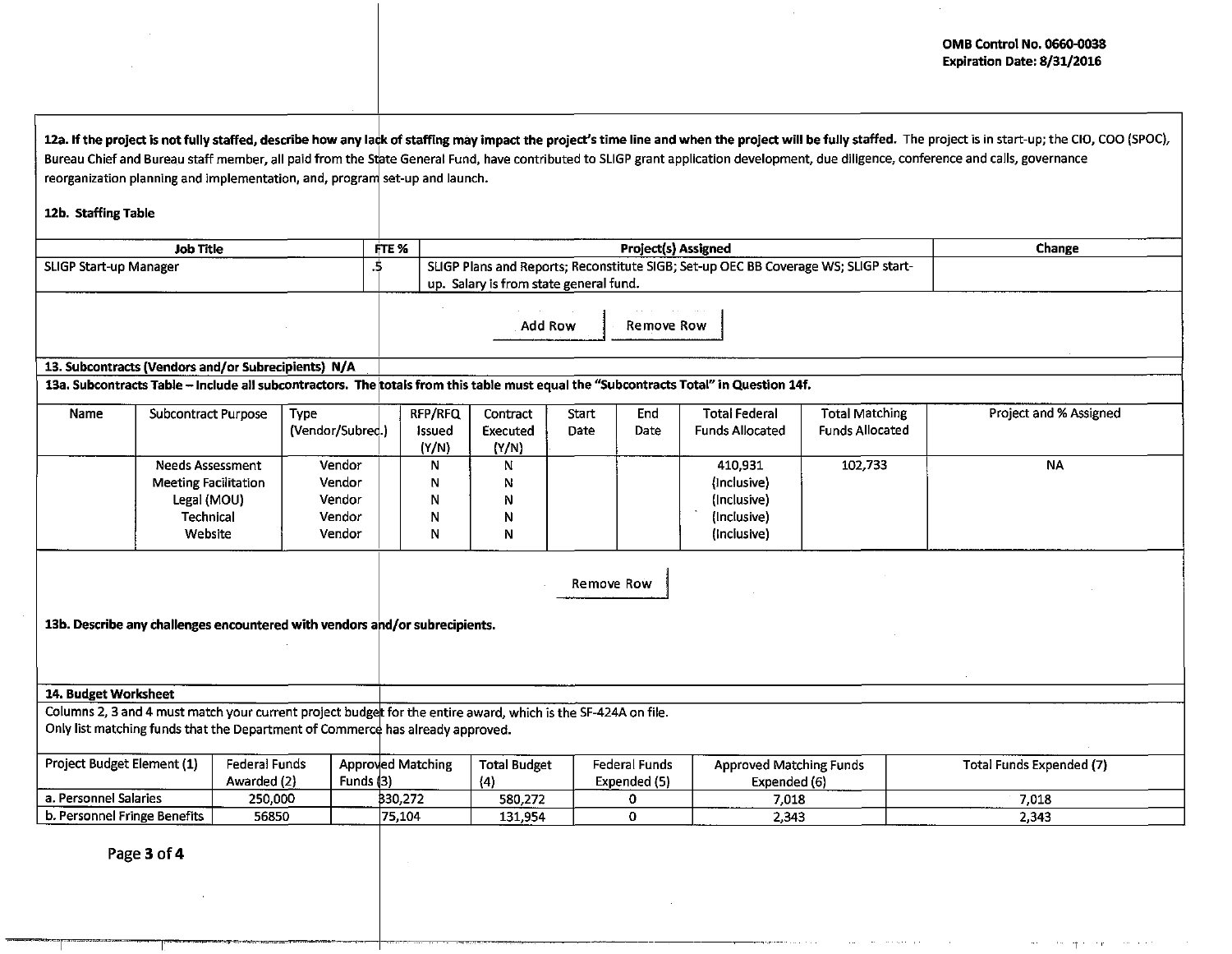OMB Control No. 0660-0038
Expiration Date: 8/31/2016

**12a. If the project is not fully staffed, describe how any lack of staffing may impact the project's time line and when the project will be fully staffed.** The project is in start-up; the CIO, COO (SPOC), Bureau Chief and Bureau staff member, all paid from the State General Fund, have contributed to SLIGP grant application development, due diligence, conference and calls, governance reorganization planning and implementation, and, program set-up and launch.

**12b. Staffing Table**

| Job Title | FTE % | Project(s) Assigned | Change |
|---|---|---|---|
| SLIGP Start-up Manager | .5 | SLIGP Plans and Reports; Reconstitute SIGB; Set-up OEC BB Coverage WS; SLIGP start-up. Salary is from state general fund. | |

Add Row | Remove Row

**13. Subcontracts (Vendors and/or Subrecipients) N/A**

**13a. Subcontracts Table – Include all subcontractors. The totals from this table must equal the "Subcontracts Total" in Question 14f.**

| Name | Subcontract Purpose | Type (Vendor/Subrec.) | RFP/RFQ Issued (Y/N) | Contract Executed (Y/N) | Start Date | End Date | Total Federal Funds Allocated | Total Matching Funds Allocated | Project and % Assigned |
|---|---|---|---|---|---|---|---|---|---|
| | Needs Assessment | Vendor | N | N | | | 410,931 | 102,733 | NA |
| | Meeting Facilitation | Vendor | N | N | | | (Inclusive) | | |
| | Legal (MOU) | Vendor | N | N | | | (Inclusive) | | |
| | Technical | Vendor | N | N | | | (Inclusive) | | |
| | Website | Vendor | N | N | | | (Inclusive) | | |

Remove Row

**13b. Describe any challenges encountered with vendors and/or subrecipients.**

**14. Budget Worksheet**

Columns 2, 3 and 4 must match your current project budget for the entire award, which is the SF-424A on file.
Only list matching funds that the Department of Commerce has already approved.

| Project Budget Element (1) | Federal Funds Awarded (2) | Approved Matching Funds (3) | Total Budget (4) | Federal Funds Expended (5) | Approved Matching Funds Expended (6) | Total Funds Expended (7) |
|---|---|---|---|---|---|---|
| a. Personnel Salaries | 250,000 | 330,272 | 580,272 | 0 | 7,018 | 7,018 |
| b. Personnel Fringe Benefits | 56850 | 75,104 | 131,954 | 0 | 2,343 | 2,343 |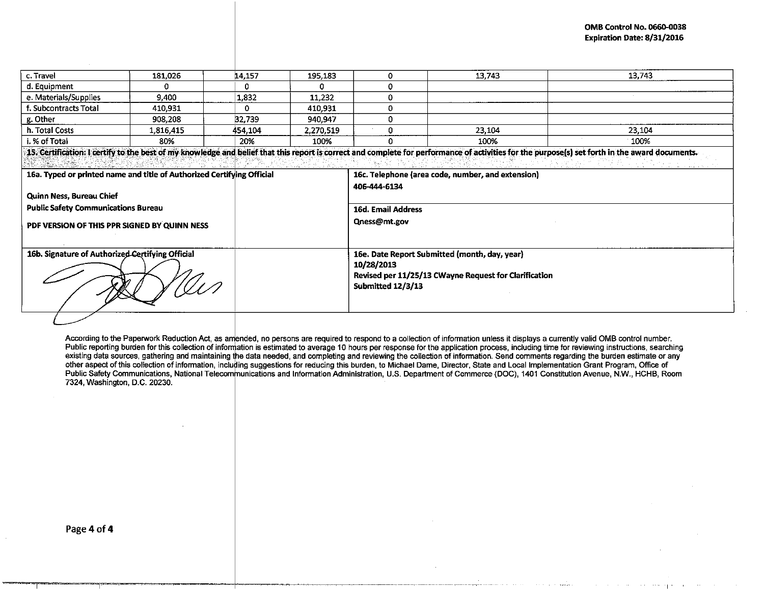OMB Control No. 0660-0038
Expiration Date: 8/31/2016

| | | | | | | |
|---|---|---|---|---|---|---|
| c. Travel | 181,026 | 14,157 | 195,183 | 0 | 13,743 | 13,743 |
| d. Equipment | 0 | 0 | 0 | 0 | | |
| e. Materials/Supplies | 9,400 | 1,832 | 11,232 | 0 | | |
| f. Subcontracts Total | 410,931 | 0 | 410,931 | 0 | | |
| g. Other | 908,208 | 32,739 | 940,947 | 0 | | |
| h. Total Costs | 1,816,415 | 454,104 | 2,270,519 | 0 | 23,104 | 23,104 |
| i. % of Total | 80% | 20% | 100% | 0 | 100% | 100% |

**15. Certification: I certify to the best of my knowledge and belief that this report is correct and complete for performance of activities for the purpose(s) set forth in the award documents.**

| | |
|---|---|
| **16a. Typed or printed name and title of Authorized Certifying Official**<br><br>**Quinn Ness, Bureau Chief**<br>**Public Safety Communications Bureau**<br><br>**PDF VERSION OF THIS PPR SIGNED BY QUINN NESS** | **16c. Telephone (area code, number, and extension)**<br>**406-444-6134**<br><br>**16d. Email Address**<br>**Qness@mt.gov** |
| **16b. Signature of Authorized Certifying Official** | **16e. Date Report Submitted (month, day, year)**<br>**10/28/2013**<br>**Revised per 11/25/13 CWayne Request for Clarification**<br>**Submitted 12/3/13** |

According to the Paperwork Reduction Act, as amended, no persons are required to respond to a collection of information unless it displays a currently valid OMB control number. Public reporting burden for this collection of information is estimated to average 10 hours per response for the application process, including time for reviewing instructions, searching existing data sources, gathering and maintaining the data needed, and completing and reviewing the collection of information. Send comments regarding the burden estimate or any other aspect of this collection of information, including suggestions for reducing this burden, to Michael Dame, Director, State and Local Implementation Grant Program, Office of Public Safety Communications, National Telecommunications and Information Administration, U.S. Department of Commerce (DOC), 1401 Constitution Avenue, N.W., HCHB, Room 7324, Washington, D.C. 20230.